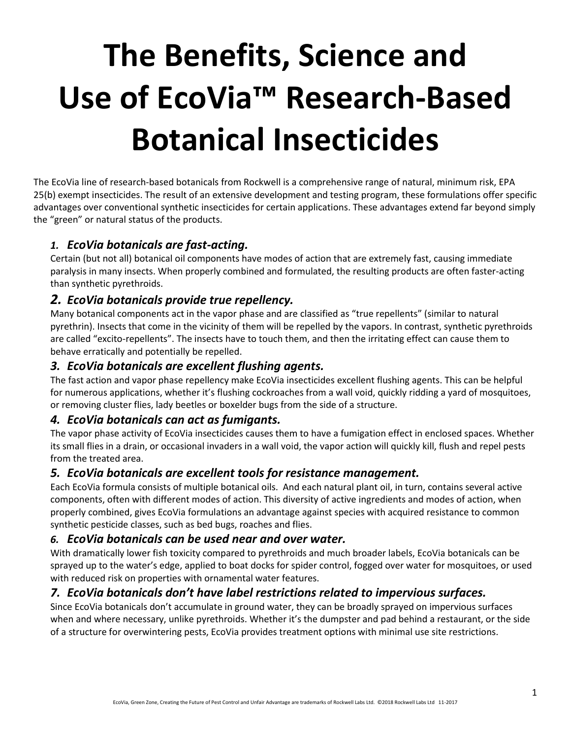# The Benefits, Science and Use of EcoVia™ Research-Based Botanical Insecticides

The EcoVia line of research-based botanicals from Rockwell is a comprehensive range of natural, minimum risk, EPA 25(b) exempt insecticides. The result of an extensive development and testing program, these formulations offer specific advantages over conventional synthetic insecticides for certain applications. These advantages extend far beyond simply the "green" or natural status of the products.

### *1. EcoVia botanicals are fast-acting.*

Certain (but not all) botanical oil components have modes of action that are extremely fast, causing immediate paralysis in many insects. When properly combined and formulated, the resulting products are often faster-acting than synthetic pyrethroids.

### *2. EcoVia botanicals provide true repellency.*

Many botanical components act in the vapor phase and are classified as "true repellents" (similar to natural pyrethrin). Insects that come in the vicinity of them will be repelled by the vapors. In contrast, synthetic pyrethroids are called "excito-repellents". The insects have to touch them, and then the irritating effect can cause them to behave erratically and potentially be repelled.

### *3. EcoVia botanicals are excellent flushing agents.*

The fast action and vapor phase repellency make EcoVia insecticides excellent flushing agents. This can be helpful for numerous applications, whether it's flushing cockroaches from a wall void, quickly ridding a yard of mosquitoes, or removing cluster flies, lady beetles or boxelder bugs from the side of a structure.

### *4. EcoVia botanicals can act as fumigants.*

The vapor phase activity of EcoVia insecticides causes them to have a fumigation effect in enclosed spaces. Whether its small flies in a drain, or occasional invaders in a wall void, the vapor action will quickly kill, flush and repel pests from the treated area.

### *5. EcoVia botanicals are excellent tools for resistance management.*

Each EcoVia formula consists of multiple botanical oils. And each natural plant oil, in turn, contains several active components, often with different modes of action. This diversity of active ingredients and modes of action, when properly combined, gives EcoVia formulations an advantage against species with acquired resistance to common synthetic pesticide classes, such as bed bugs, roaches and flies.

### *6. EcoVia botanicals can be used near and over water.*

With dramatically lower fish toxicity compared to pyrethroids and much broader labels, EcoVia botanicals can be sprayed up to the water's edge, applied to boat docks for spider control, fogged over water for mosquitoes, or used with reduced risk on properties with ornamental water features.

### *7. EcoVia botanicals don't have label restrictions related to impervious surfaces.*

Since EcoVia botanicals don't accumulate in ground water, they can be broadly sprayed on impervious surfaces when and where necessary, unlike pyrethroids. Whether it's the dumpster and pad behind a restaurant, or the side of a structure for overwintering pests, EcoVia provides treatment options with minimal use site restrictions.

EcoVia, Green Zone, Creating the Future of Pest Control and Unfair Advantage are trademarks of Rockwell Labs Ltd. ©2018 Rockwell Labs Ltd 11-2017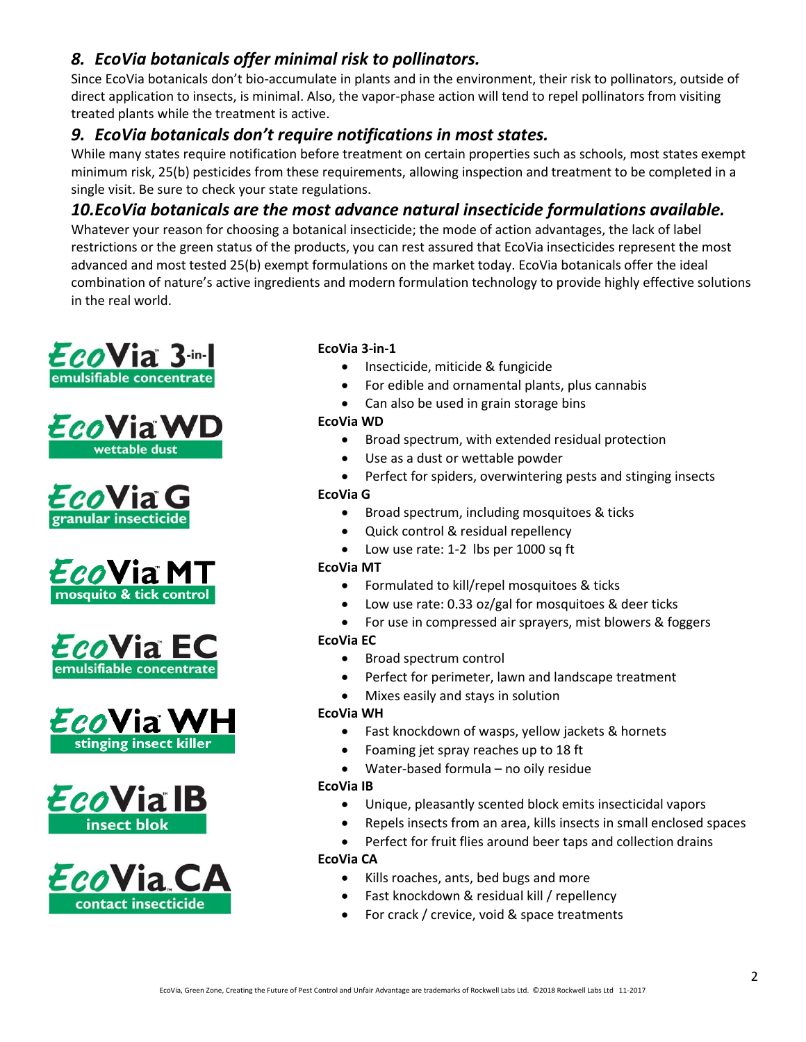### *8. EcoVia botanicals offer minimal risk to pollinators.*

Since EcoVia botanicals don't bio-accumulate in plants and in the environment, their risk to pollinators, outside of direct application to insects, is minimal. Also, the vapor-phase action will tend to repel pollinators from visiting treated plants while the treatment is active.

### *9. EcoVia botanicals don't require notifications in most states.*

While many states require notification before treatment on certain properties such as schools, most states exempt minimum risk, 25(b) pesticides from these requirements, allowing inspection and treatment to be completed in a single visit. Be sure to check your state regulations.

### *10.EcoVia botanicals are the most advance natural insecticide formulations available.*

Whatever your reason for choosing a botanical insecticide; the mode of action advantages, the lack of label restrictions or the green status of the products, you can rest assured that EcoVia insecticides represent the most advanced and most tested 25(b) exempt formulations on the market today. EcoVia botanicals offer the ideal combination of nature's active ingredients and modern formulation technology to provide highly effective solutions in the real world.

EcoVia 3-in-1 emulsifiable concentrate

EcoVia WD wettable dust

EcoVia G granular insecticide

EcoVia MT mosquito & tick control

EcoVia EC emulsifiable concentrate

EcoVia WH stinging insect killer

EcoVia IB insect blok

EcoVia CA contact insecticide

**EcoVia 3-in-1**

- Insecticide, miticide & fungicide
- For edible and ornamental plants, plus cannabis
- Can also be used in grain storage bins

**EcoVia WD**

- Broad spectrum, with extended residual protection
- Use as a dust or wettable powder
- Perfect for spiders, overwintering pests and stinging insects

**EcoVia G**

- Broad spectrum, including mosquitoes & ticks
- Quick control & residual repellency
- Low use rate: 1-2 lbs per 1000 sq ft

**EcoVia MT**

- Formulated to kill/repel mosquitoes & ticks
- Low use rate: 0.33 oz/gal for mosquitoes & deer ticks
- For use in compressed air sprayers, mist blowers & foggers

**EcoVia EC**

- Broad spectrum control
- Perfect for perimeter, lawn and landscape treatment
- Mixes easily and stays in solution

**EcoVia WH**

- Fast knockdown of wasps, yellow jackets & hornets
- Foaming jet spray reaches up to 18 ft
- Water-based formula – no oily residue

**EcoVia IB**

- Unique, pleasantly scented block emits insecticidal vapors
- Repels insects from an area, kills insects in small enclosed spaces
- Perfect for fruit flies around beer taps and collection drains

**EcoVia CA**

- Kills roaches, ants, bed bugs and more
- Fast knockdown & residual kill / repellency
- For crack / crevice, void & space treatments

EcoVia, Green Zone, Creating the Future of Pest Control and Unfair Advantage are trademarks of Rockwell Labs Ltd. ©2018 Rockwell Labs Ltd 11-2017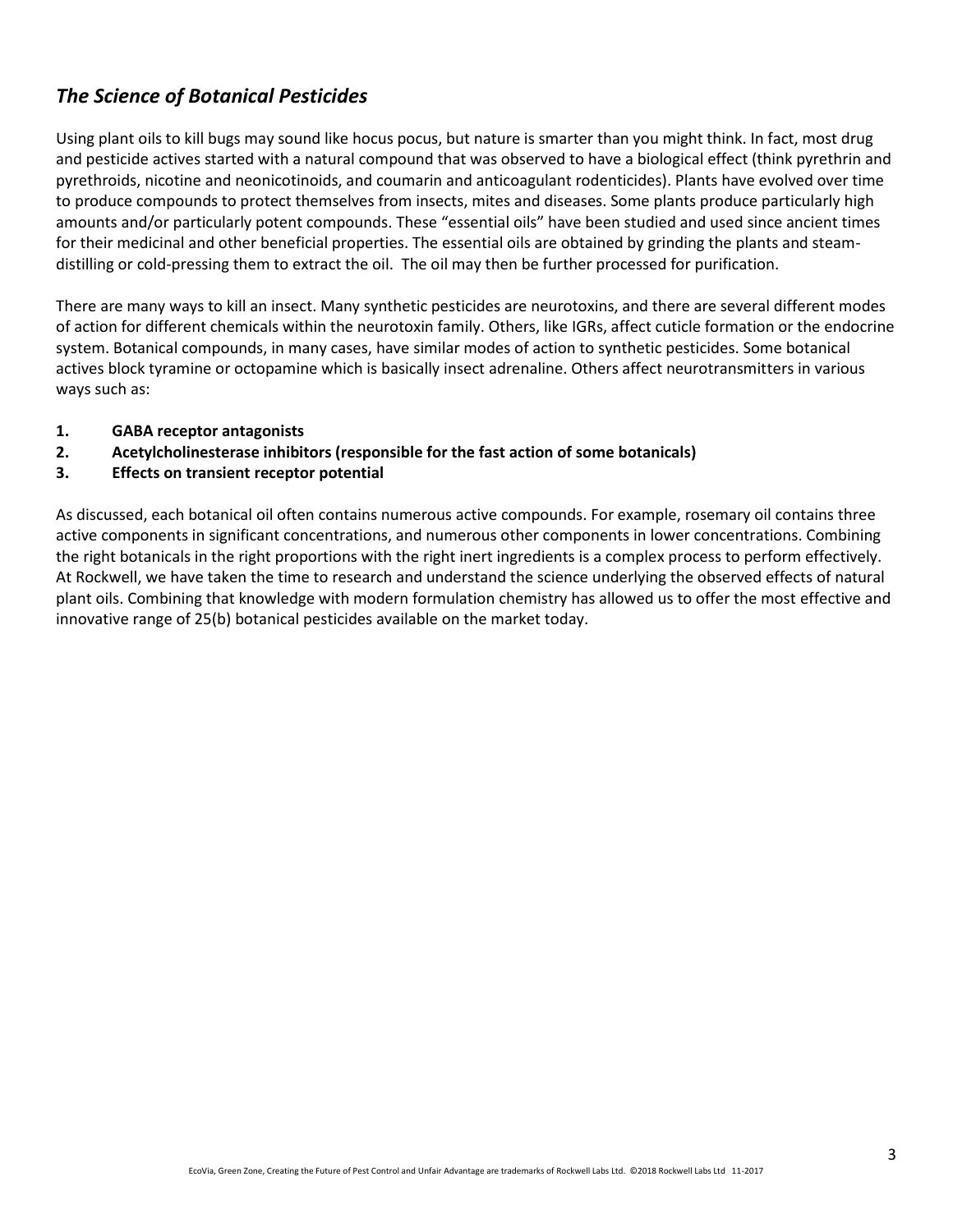## *The Science of Botanical Pesticides*

Using plant oils to kill bugs may sound like hocus pocus, but nature is smarter than you might think. In fact, most drug and pesticide actives started with a natural compound that was observed to have a biological effect (think pyrethrin and pyrethroids, nicotine and neonicotinoids, and coumarin and anticoagulant rodenticides). Plants have evolved over time to produce compounds to protect themselves from insects, mites and diseases. Some plants produce particularly high amounts and/or particularly potent compounds. These "essential oils" have been studied and used since ancient times for their medicinal and other beneficial properties. The essential oils are obtained by grinding the plants and steam-distilling or cold-pressing them to extract the oil. The oil may then be further processed for purification.

There are many ways to kill an insect. Many synthetic pesticides are neurotoxins, and there are several different modes of action for different chemicals within the neurotoxin family. Others, like IGRs, affect cuticle formation or the endocrine system. Botanical compounds, in many cases, have similar modes of action to synthetic pesticides. Some botanical actives block tyramine or octopamine which is basically insect adrenaline. Others affect neurotransmitters in various ways such as:

1. **GABA receptor antagonists**
2. **Acetylcholinesterase inhibitors (responsible for the fast action of some botanicals)**
3. **Effects on transient receptor potential**

As discussed, each botanical oil often contains numerous active compounds. For example, rosemary oil contains three active components in significant concentrations, and numerous other components in lower concentrations. Combining the right botanicals in the right proportions with the right inert ingredients is a complex process to perform effectively. At Rockwell, we have taken the time to research and understand the science underlying the observed effects of natural plant oils. Combining that knowledge with modern formulation chemistry has allowed us to offer the most effective and innovative range of 25(b) botanical pesticides available on the market today.

EcoVia, Green Zone, Creating the Future of Pest Control and Unfair Advantage are trademarks of Rockwell Labs Ltd. ©2018 Rockwell Labs Ltd 11-2017